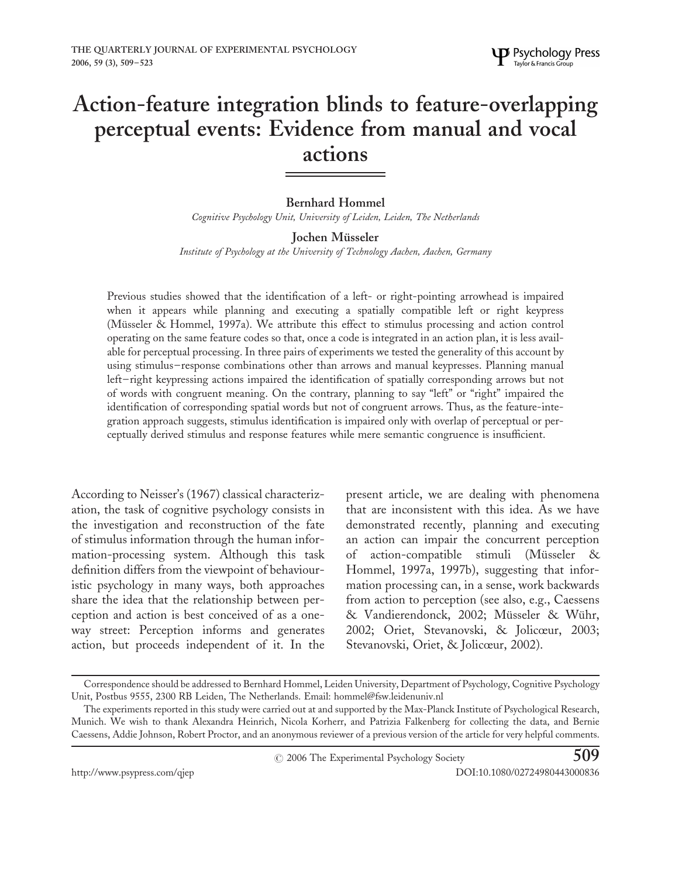# Action-feature integration blinds to feature-overlapping perceptual events: Evidence from manual and vocal actions

**Bernhard Hommel**
*Cognitive Psychology Unit, University of Leiden, Leiden, The Netherlands*

**Jochen Müsseler**
*Institute of Psychology at the University of Technology Aachen, Aachen, Germany*

Previous studies showed that the identification of a left- or right-pointing arrowhead is impaired when it appears while planning and executing a spatially compatible left or right keypress (Müsseler & Hommel, 1997a). We attribute this effect to stimulus processing and action control operating on the same feature codes so that, once a code is integrated in an action plan, it is less available for perceptual processing. In three pairs of experiments we tested the generality of this account by using stimulus–response combinations other than arrows and manual keypresses. Planning manual left–right keypressing actions impaired the identification of spatially corresponding arrows but not of words with congruent meaning. On the contrary, planning to say "left" or "right" impaired the identification of corresponding spatial words but not of congruent arrows. Thus, as the feature-integration approach suggests, stimulus identification is impaired only with overlap of perceptual or perceptually derived stimulus and response features while mere semantic congruence is insufficient.

According to Neisser's (1967) classical characterization, the task of cognitive psychology consists in the investigation and reconstruction of the fate of stimulus information through the human information-processing system. Although this task definition differs from the viewpoint of behaviouristic psychology in many ways, both approaches share the idea that the relationship between perception and action is best conceived of as a one-way street: Perception informs and generates action, but proceeds independent of it. In the present article, we are dealing with phenomena that are inconsistent with this idea. As we have demonstrated recently, planning and executing an action can impair the concurrent perception of action-compatible stimuli (Müsseler & Hommel, 1997a, 1997b), suggesting that information processing can, in a sense, work backwards from action to perception (see also, e.g., Caessens & Vandierendonck, 2002; Müsseler & Wühr, 2002; Oriet, Stevanovski, & Jolicœur, 2003; Stevanovski, Oriet, & Jolicœur, 2002).

---

Correspondence should be addressed to Bernhard Hommel, Leiden University, Department of Psychology, Cognitive Psychology Unit, Postbus 9555, 2300 RB Leiden, The Netherlands. Email: hommel@fsw.leidenuniv.nl

The experiments reported in this study were carried out at and supported by the Max-Planck Institute of Psychological Research, Munich. We wish to thank Alexandra Heinrich, Nicola Korherr, and Patrizia Falkenberg for collecting the data, and Bernie Caessens, Addie Johnson, Robert Proctor, and an anonymous reviewer of a previous version of the article for very helpful comments.

© 2006 The Experimental Psychology Society

http://www.psypress.com/qjep DOI:10.1080/02724980443000836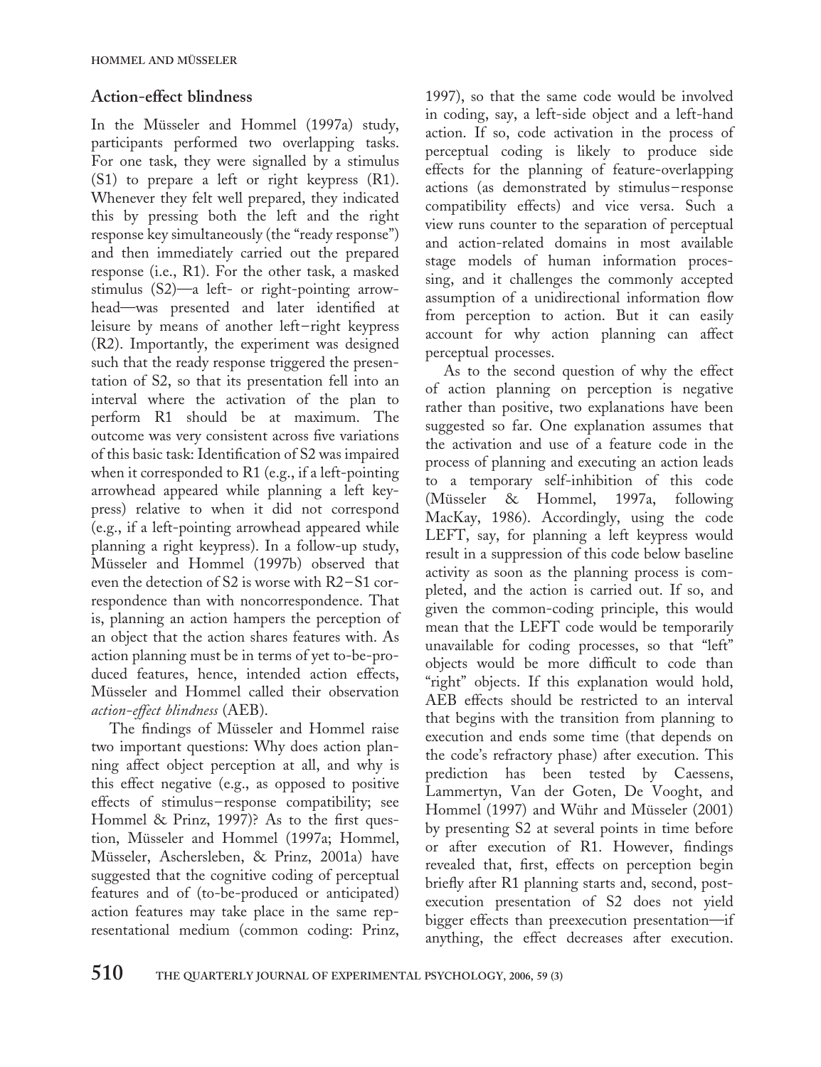## Action-effect blindness

In the Müsseler and Hommel (1997a) study, participants performed two overlapping tasks. For one task, they were signalled by a stimulus (S1) to prepare a left or right keypress (R1). Whenever they felt well prepared, they indicated this by pressing both the left and the right response key simultaneously (the "ready response") and then immediately carried out the prepared response (i.e., R1). For the other task, a masked stimulus (S2)—a left- or right-pointing arrowhead—was presented and later identified at leisure by means of another left–right keypress (R2). Importantly, the experiment was designed such that the ready response triggered the presentation of S2, so that its presentation fell into an interval where the activation of the plan to perform R1 should be at maximum. The outcome was very consistent across five variations of this basic task: Identification of S2 was impaired when it corresponded to R1 (e.g., if a left-pointing arrowhead appeared while planning a left keypress) relative to when it did not correspond (e.g., if a left-pointing arrowhead appeared while planning a right keypress). In a follow-up study, Müsseler and Hommel (1997b) observed that even the detection of S2 is worse with R2–S1 correspondence than with noncorrespondence. That is, planning an action hampers the perception of an object that the action shares features with. As action planning must be in terms of yet to-be-produced features, hence, intended action effects, Müsseler and Hommel called their observation *action-effect blindness* (AEB).

The findings of Müsseler and Hommel raise two important questions: Why does action planning affect object perception at all, and why is this effect negative (e.g., as opposed to positive effects of stimulus–response compatibility; see Hommel & Prinz, 1997)? As to the first question, Müsseler and Hommel (1997a; Hommel, Müsseler, Aschersleben, & Prinz, 2001a) have suggested that the cognitive coding of perceptual features and of (to-be-produced or anticipated) action features may take place in the same representational medium (common coding: Prinz, 1997), so that the same code would be involved in coding, say, a left-side object and a left-hand action. If so, code activation in the process of perceptual coding is likely to produce side effects for the planning of feature-overlapping actions (as demonstrated by stimulus–response compatibility effects) and vice versa. Such a view runs counter to the separation of perceptual and action-related domains in most available stage models of human information processing, and it challenges the commonly accepted assumption of a unidirectional information flow from perception to action. But it can easily account for why action planning can affect perceptual processes.

As to the second question of why the effect of action planning on perception is negative rather than positive, two explanations have been suggested so far. One explanation assumes that the activation and use of a feature code in the process of planning and executing an action leads to a temporary self-inhibition of this code (Müsseler & Hommel, 1997a, following MacKay, 1986). Accordingly, using the code LEFT, say, for planning a left keypress would result in a suppression of this code below baseline activity as soon as the planning process is completed, and the action is carried out. If so, and given the common-coding principle, this would mean that the LEFT code would be temporarily unavailable for coding processes, so that "left" objects would be more difficult to code than "right" objects. If this explanation would hold, AEB effects should be restricted to an interval that begins with the transition from planning to execution and ends some time (that depends on the code's refractory phase) after execution. This prediction has been tested by Caessens, Lammertyn, Van der Goten, De Vooght, and Hommel (1997) and Wühr and Müsseler (2001) by presenting S2 at several points in time before or after execution of R1. However, findings revealed that, first, effects on perception begin briefly after R1 planning starts and, second, post-execution presentation of S2 does not yield bigger effects than preexecution presentation—if anything, the effect decreases after execution.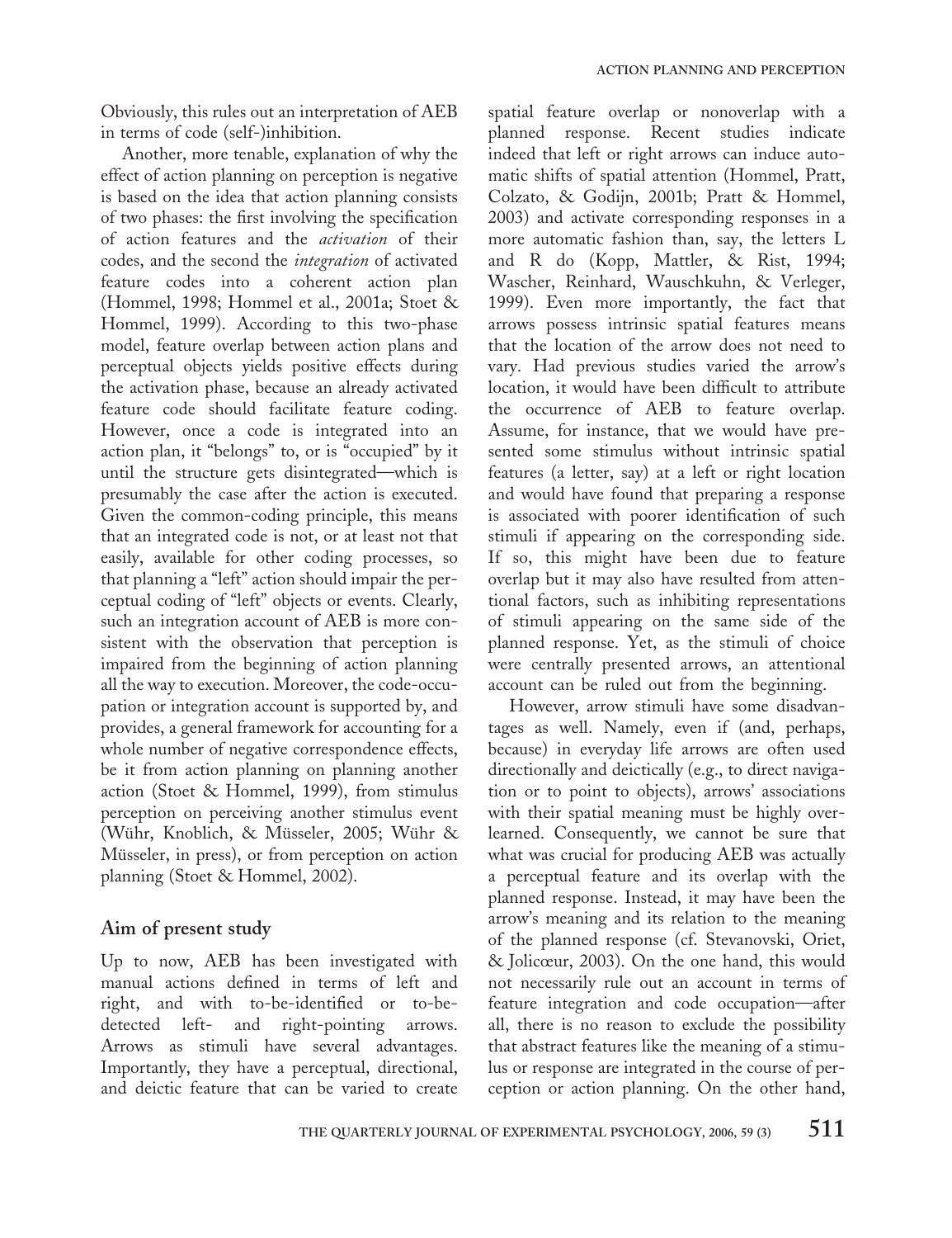Obviously, this rules out an interpretation of AEB in terms of code (self-)inhibition.

Another, more tenable, explanation of why the effect of action planning on perception is negative is based on the idea that action planning consists of two phases: the first involving the specification of action features and the *activation* of their codes, and the second the *integration* of activated feature codes into a coherent action plan (Hommel, 1998; Hommel et al., 2001a; Stoet & Hommel, 1999). According to this two-phase model, feature overlap between action plans and perceptual objects yields positive effects during the activation phase, because an already activated feature code should facilitate feature coding. However, once a code is integrated into an action plan, it "belongs" to, or is "occupied" by it until the structure gets disintegrated—which is presumably the case after the action is executed. Given the common-coding principle, this means that an integrated code is not, or at least not that easily, available for other coding processes, so that planning a "left" action should impair the perceptual coding of "left" objects or events. Clearly, such an integration account of AEB is more consistent with the observation that perception is impaired from the beginning of action planning all the way to execution. Moreover, the code-occupation or integration account is supported by, and provides, a general framework for accounting for a whole number of negative correspondence effects, be it from action planning on planning another action (Stoet & Hommel, 1999), from stimulus perception on perceiving another stimulus event (Wühr, Knoblich, & Müsseler, 2005; Wühr & Müsseler, in press), or from perception on action planning (Stoet & Hommel, 2002).

## Aim of present study

Up to now, AEB has been investigated with manual actions defined in terms of left and right, and with to-be-identified or to-be-detected left- and right-pointing arrows. Arrows as stimuli have several advantages. Importantly, they have a perceptual, directional, and deictic feature that can be varied to create spatial feature overlap or nonoverlap with a planned response. Recent studies indicate indeed that left or right arrows can induce automatic shifts of spatial attention (Hommel, Pratt, Colzato, & Godijn, 2001b; Pratt & Hommel, 2003) and activate corresponding responses in a more automatic fashion than, say, the letters L and R do (Kopp, Mattler, & Rist, 1994; Wascher, Reinhard, Wauschkuhn, & Verleger, 1999). Even more importantly, the fact that arrows possess intrinsic spatial features means that the location of the arrow does not need to vary. Had previous studies varied the arrow's location, it would have been difficult to attribute the occurrence of AEB to feature overlap. Assume, for instance, that we would have presented some stimulus without intrinsic spatial features (a letter, say) at a left or right location and would have found that preparing a response is associated with poorer identification of such stimuli if appearing on the corresponding side. If so, this might have been due to feature overlap but it may also have resulted from attentional factors, such as inhibiting representations of stimuli appearing on the same side of the planned response. Yet, as the stimuli of choice were centrally presented arrows, an attentional account can be ruled out from the beginning.

However, arrow stimuli have some disadvantages as well. Namely, even if (and, perhaps, because) in everyday life arrows are often used directionally and deictically (e.g., to direct navigation or to point to objects), arrows' associations with their spatial meaning must be highly overlearned. Consequently, we cannot be sure that what was crucial for producing AEB was actually a perceptual feature and its overlap with the planned response. Instead, it may have been the arrow's meaning and its relation to the meaning of the planned response (cf. Stevanovski, Oriet, & Jolicœur, 2003). On the one hand, this would not necessarily rule out an account in terms of feature integration and code occupation—after all, there is no reason to exclude the possibility that abstract features like the meaning of a stimulus or response are integrated in the course of perception or action planning. On the other hand,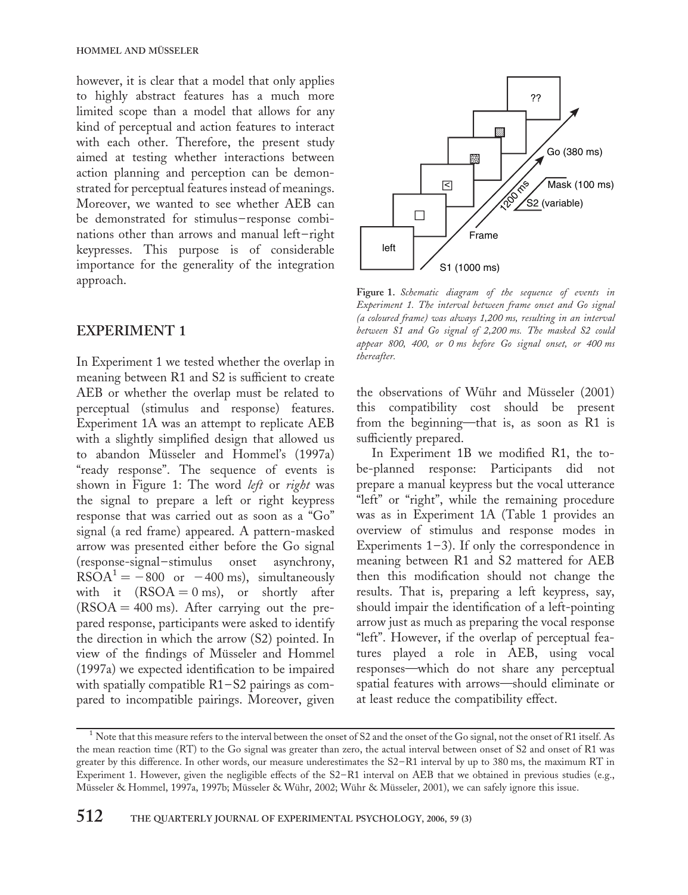however, it is clear that a model that only applies to highly abstract features has a much more limited scope than a model that allows for any kind of perceptual and action features to interact with each other. Therefore, the present study aimed at testing whether interactions between action planning and perception can be demonstrated for perceptual features instead of meanings. Moreover, we wanted to see whether AEB can be demonstrated for stimulus–response combinations other than arrows and manual left–right keypresses. This purpose is of considerable importance for the generality of the integration approach.

## EXPERIMENT 1

In Experiment 1 we tested whether the overlap in meaning between R1 and S2 is sufficient to create AEB or whether the overlap must be related to perceptual (stimulus and response) features. Experiment 1A was an attempt to replicate AEB with a slightly simplified design that allowed us to abandon Müsseler and Hommel's (1997a) "ready response". The sequence of events is shown in Figure 1: The word *left* or *right* was the signal to prepare a left or right keypress response that was carried out as soon as a "Go" signal (a red frame) appeared. A pattern-masked arrow was presented either before the Go signal (response-signal–stimulus onset asynchrony, RSOA[1] = −800 or −400 ms), simultaneously with it (RSOA = 0 ms), or shortly after (RSOA = 400 ms). After carrying out the prepared response, participants were asked to identify the direction in which the arrow (S2) pointed. In view of the findings of Müsseler and Hommel (1997a) we expected identification to be impaired with spatially compatible R1–S2 pairings as compared to incompatible pairings. Moreover, given the observations of Wühr and Müsseler (2001) this compatibility cost should be present from the beginning—that is, as soon as R1 is sufficiently prepared.

**Figure 1.** *Schematic diagram of the sequence of events in Experiment 1. The interval between frame onset and Go signal (a coloured frame) was always 1,200 ms, resulting in an interval between S1 and Go signal of 2,200 ms. The masked S2 could appear 800, 400, or 0 ms before Go signal onset, or 400 ms thereafter.*

In Experiment 1B we modified R1, the to-be-planned response: Participants did not prepare a manual keypress but the vocal utterance "left" or "right", while the remaining procedure was as in Experiment 1A (Table 1 provides an overview of stimulus and response modes in Experiments 1–3). If only the correspondence in meaning between R1 and S2 mattered for AEB then this modification should not change the results. That is, preparing a left keypress, say, should impair the identification of a left-pointing arrow just as much as preparing the vocal response "left". However, if the overlap of perceptual features played a role in AEB, using vocal responses—which do not share any perceptual spatial features with arrows—should eliminate or at least reduce the compatibility effect.

[1] Note that this measure refers to the interval between the onset of S2 and the onset of the Go signal, not the onset of R1 itself. As the mean reaction time (RT) to the Go signal was greater than zero, the actual interval between onset of S2 and onset of R1 was greater by this difference. In other words, our measure underestimates the S2–R1 interval by up to 380 ms, the maximum RT in Experiment 1. However, given the negligible effects of the S2–R1 interval on AEB that we obtained in previous studies (e.g., Müsseler & Hommel, 1997a, 1997b; Müsseler & Wühr, 2002; Wühr & Müsseler, 2001), we can safely ignore this issue.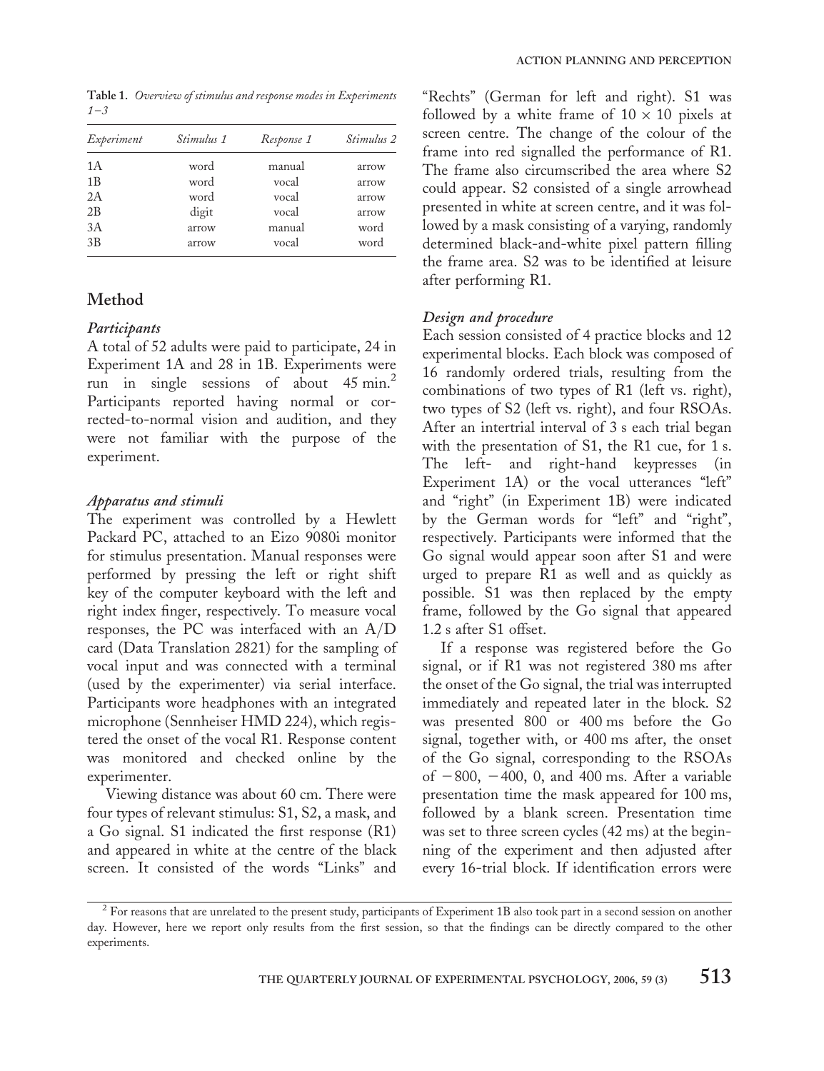**Table 1.** *Overview of stimulus and response modes in Experiments 1–3*

| *Experiment* | *Stimulus 1* | *Response 1* | *Stimulus 2* |
|---|---|---|---|
| 1A | word | manual | arrow |
| 1B | word | vocal | arrow |
| 2A | word | vocal | arrow |
| 2B | digit | vocal | arrow |
| 3A | arrow | manual | word |
| 3B | arrow | vocal | word |

## Method

### *Participants*

A total of 52 adults were paid to participate, 24 in Experiment 1A and 28 in 1B. Experiments were run in single sessions of about 45 min.[2] Participants reported having normal or corrected-to-normal vision and audition, and they were not familiar with the purpose of the experiment.

### *Apparatus and stimuli*

The experiment was controlled by a Hewlett Packard PC, attached to an Eizo 9080i monitor for stimulus presentation. Manual responses were performed by pressing the left or right shift key of the computer keyboard with the left and right index finger, respectively. To measure vocal responses, the PC was interfaced with an A/D card (Data Translation 2821) for the sampling of vocal input and was connected with a terminal (used by the experimenter) via serial interface. Participants wore headphones with an integrated microphone (Sennheiser HMD 224), which registered the onset of the vocal R1. Response content was monitored and checked online by the experimenter.

Viewing distance was about 60 cm. There were four types of relevant stimulus: S1, S2, a mask, and a Go signal. S1 indicated the first response (R1) and appeared in white at the centre of the black screen. It consisted of the words "Links" and "Rechts" (German for left and right). S1 was followed by a white frame of $10 \times 10$ pixels at screen centre. The change of the colour of the frame into red signalled the performance of R1. The frame also circumscribed the area where S2 could appear. S2 consisted of a single arrowhead presented in white at screen centre, and it was followed by a mask consisting of a varying, randomly determined black-and-white pixel pattern filling the frame area. S2 was to be identified at leisure after performing R1.

### *Design and procedure*

Each session consisted of 4 practice blocks and 12 experimental blocks. Each block was composed of 16 randomly ordered trials, resulting from the combinations of two types of R1 (left vs. right), two types of S2 (left vs. right), and four RSOAs. After an intertrial interval of 3 s each trial began with the presentation of S1, the R1 cue, for 1 s. The left- and right-hand keypresses (in Experiment 1A) or the vocal utterances "left" and "right" (in Experiment 1B) were indicated by the German words for "left" and "right", respectively. Participants were informed that the Go signal would appear soon after S1 and were urged to prepare R1 as well and as quickly as possible. S1 was then replaced by the empty frame, followed by the Go signal that appeared 1.2 s after S1 offset.

If a response was registered before the Go signal, or if R1 was not registered 380 ms after the onset of the Go signal, the trial was interrupted immediately and repeated later in the block. S2 was presented 800 or 400 ms before the Go signal, together with, or 400 ms after, the onset of the Go signal, corresponding to the RSOAs of −800, −400, 0, and 400 ms. After a variable presentation time the mask appeared for 100 ms, followed by a blank screen. Presentation time was set to three screen cycles (42 ms) at the beginning of the experiment and then adjusted after every 16-trial block. If identification errors were

[2] For reasons that are unrelated to the present study, participants of Experiment 1B also took part in a second session on another day. However, here we report only results from the first session, so that the findings can be directly compared to the other experiments.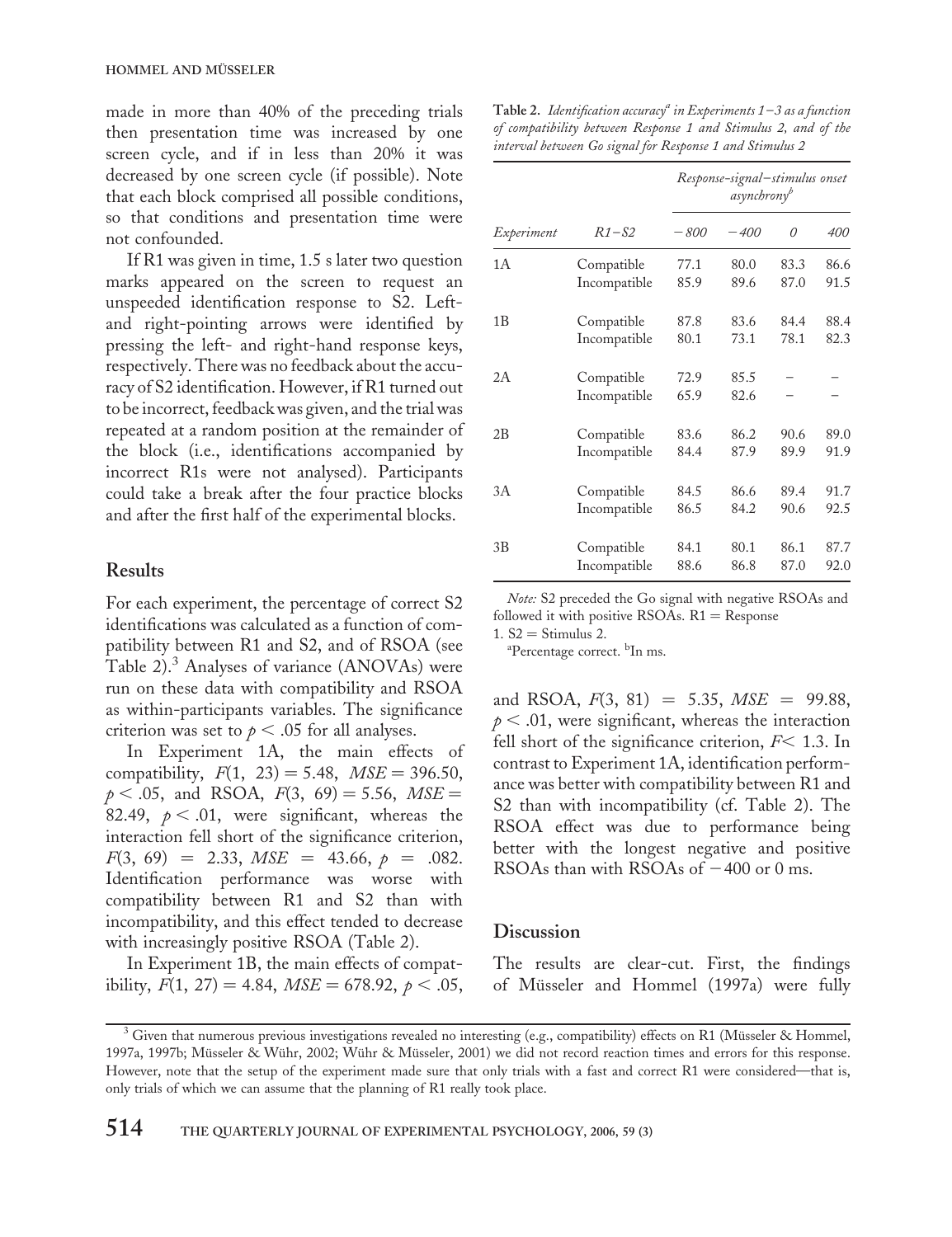made in more than 40% of the preceding trials then presentation time was increased by one screen cycle, and if in less than 20% it was decreased by one screen cycle (if possible). Note that each block comprised all possible conditions, so that conditions and presentation time were not confounded.

If R1 was given in time, 1.5 s later two question marks appeared on the screen to request an unspeeded identification response to S2. Left- and right-pointing arrows were identified by pressing the left- and right-hand response keys, respectively. There was no feedback about the accuracy of S2 identification. However, if R1 turned out to be incorrect, feedback was given, and the trial was repeated at a random position at the remainder of the block (i.e., identifications accompanied by incorrect R1s were not analysed). Participants could take a break after the four practice blocks and after the first half of the experimental blocks.

## Results

For each experiment, the percentage of correct S2 identifications was calculated as a function of compatibility between R1 and S2, and of RSOA (see Table 2).[3] Analyses of variance (ANOVAs) were run on these data with compatibility and RSOA as within-participants variables. The significance criterion was set to $p < .05$ for all analyses.

In Experiment 1A, the main effects of compatibility, $F(1, 23) = 5.48$, $MSE = 396.50$, $p < .05$, and RSOA, $F(3, 69) = 5.56$, $MSE = 82.49$, $p < .01$, were significant, whereas the interaction fell short of the significance criterion, $F(3, 69) = 2.33$, $MSE = 43.66$, $p = .082$. Identification performance was worse with compatibility between R1 and S2 than with incompatibility, and this effect tended to decrease with increasingly positive RSOA (Table 2).

In Experiment 1B, the main effects of compatibility, $F(1, 27) = 4.84$, $MSE = 678.92$, $p < .05$, and RSOA, $F(3, 81) = 5.35$, $MSE = 99.88$, $p < .01$, were significant, whereas the interaction fell short of the significance criterion, $F < 1.3$. In contrast to Experiment 1A, identification performance was better with compatibility between R1 and S2 than with incompatibility (cf. Table 2). The RSOA effect was due to performance being better with the longest negative and positive RSOAs than with RSOAs of −400 or 0 ms.

**Table 2.** *Identification accuracy[a] in Experiments 1–3 as a function of compatibility between Response 1 and Stimulus 2, and of the interval between Go signal for Response 1 and Stimulus 2*

| | | *Response-signal–stimulus onset asynchrony[b]* | | | |
|---|---|---|---|---|---|
| *Experiment* | *R1–S2* | *−800* | *−400* | *0* | *400* |
| 1A | Compatible | 77.1 | 80.0 | 83.3 | 86.6 |
| | Incompatible | 85.9 | 89.6 | 87.0 | 91.5 |
| 1B | Compatible | 87.8 | 83.6 | 84.4 | 88.4 |
| | Incompatible | 80.1 | 73.1 | 78.1 | 82.3 |
| 2A | Compatible | 72.9 | 85.5 | – | – |
| | Incompatible | 65.9 | 82.6 | – | – |
| 2B | Compatible | 83.6 | 86.2 | 90.6 | 89.0 |
| | Incompatible | 84.4 | 87.9 | 89.9 | 91.9 |
| 3A | Compatible | 84.5 | 86.6 | 89.4 | 91.7 |
| | Incompatible | 86.5 | 84.2 | 90.6 | 92.5 |
| 3B | Compatible | 84.1 | 80.1 | 86.1 | 87.7 |
| | Incompatible | 88.6 | 86.8 | 87.0 | 92.0 |

*Note:* S2 preceded the Go signal with negative RSOAs and followed it with positive RSOAs. R1 = Response 1. S2 = Stimulus 2.

[a]Percentage correct. [b]In ms.

## Discussion

The results are clear-cut. First, the findings of Müsseler and Hommel (1997a) were fully

[3] Given that numerous previous investigations revealed no interesting (e.g., compatibility) effects on R1 (Müsseler & Hommel, 1997a, 1997b; Müsseler & Wühr, 2002; Wühr & Müsseler, 2001) we did not record reaction times and errors for this response. However, note that the setup of the experiment made sure that only trials with a fast and correct R1 were considered—that is, only trials of which we can assume that the planning of R1 really took place.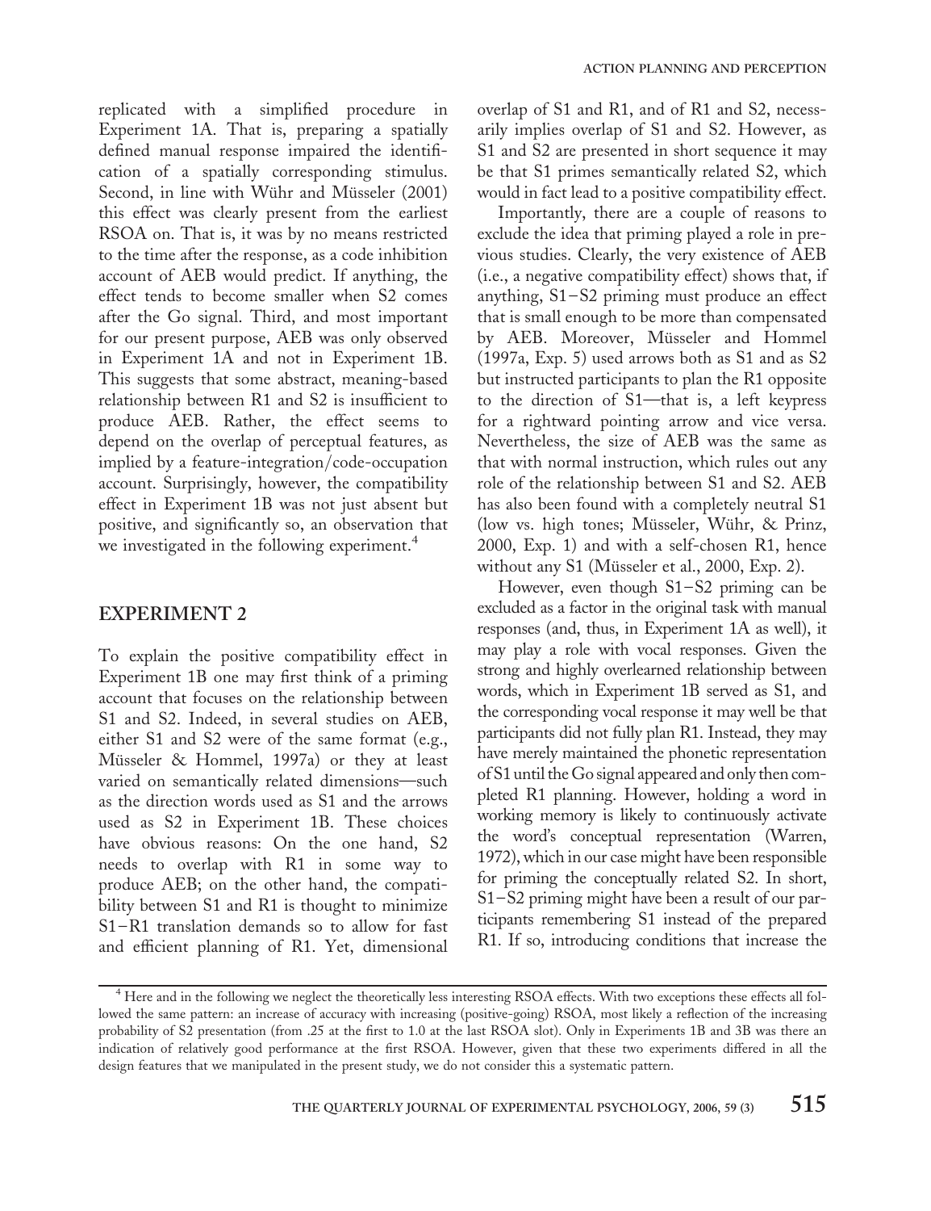replicated with a simplified procedure in Experiment 1A. That is, preparing a spatially defined manual response impaired the identification of a spatially corresponding stimulus. Second, in line with Wühr and Müsseler (2001) this effect was clearly present from the earliest RSOA on. That is, it was by no means restricted to the time after the response, as a code inhibition account of AEB would predict. If anything, the effect tends to become smaller when S2 comes after the Go signal. Third, and most important for our present purpose, AEB was only observed in Experiment 1A and not in Experiment 1B. This suggests that some abstract, meaning-based relationship between R1 and S2 is insufficient to produce AEB. Rather, the effect seems to depend on the overlap of perceptual features, as implied by a feature-integration/code-occupation account. Surprisingly, however, the compatibility effect in Experiment 1B was not just absent but positive, and significantly so, an observation that we investigated in the following experiment.[4]

## EXPERIMENT 2

To explain the positive compatibility effect in Experiment 1B one may first think of a priming account that focuses on the relationship between S1 and S2. Indeed, in several studies on AEB, either S1 and S2 were of the same format (e.g., Müsseler & Hommel, 1997a) or they at least varied on semantically related dimensions—such as the direction words used as S1 and the arrows used as S2 in Experiment 1B. These choices have obvious reasons: On the one hand, S2 needs to overlap with R1 in some way to produce AEB; on the other hand, the compatibility between S1 and R1 is thought to minimize S1–R1 translation demands so to allow for fast and efficient planning of R1. Yet, dimensional overlap of S1 and R1, and of R1 and S2, necessarily implies overlap of S1 and S2. However, as S1 and S2 are presented in short sequence it may be that S1 primes semantically related S2, which would in fact lead to a positive compatibility effect.

Importantly, there are a couple of reasons to exclude the idea that priming played a role in previous studies. Clearly, the very existence of AEB (i.e., a negative compatibility effect) shows that, if anything, S1–S2 priming must produce an effect that is small enough to be more than compensated by AEB. Moreover, Müsseler and Hommel (1997a, Exp. 5) used arrows both as S1 and as S2 but instructed participants to plan the R1 opposite to the direction of S1—that is, a left keypress for a rightward pointing arrow and vice versa. Nevertheless, the size of AEB was the same as that with normal instruction, which rules out any role of the relationship between S1 and S2. AEB has also been found with a completely neutral S1 (low vs. high tones; Müsseler, Wühr, & Prinz, 2000, Exp. 1) and with a self-chosen R1, hence without any S1 (Müsseler et al., 2000, Exp. 2).

However, even though S1–S2 priming can be excluded as a factor in the original task with manual responses (and, thus, in Experiment 1A as well), it may play a role with vocal responses. Given the strong and highly overlearned relationship between words, which in Experiment 1B served as S1, and the corresponding vocal response it may well be that participants did not fully plan R1. Instead, they may have merely maintained the phonetic representation of S1 until the Go signal appeared and only then completed R1 planning. However, holding a word in working memory is likely to continuously activate the word's conceptual representation (Warren, 1972), which in our case might have been responsible for priming the conceptually related S2. In short, S1–S2 priming might have been a result of our participants remembering S1 instead of the prepared R1. If so, introducing conditions that increase the

[4] Here and in the following we neglect the theoretically less interesting RSOA effects. With two exceptions these effects all followed the same pattern: an increase of accuracy with increasing (positive-going) RSOA, most likely a reflection of the increasing probability of S2 presentation (from .25 at the first to 1.0 at the last RSOA slot). Only in Experiments 1B and 3B was there an indication of relatively good performance at the first RSOA. However, given that these two experiments differed in all the design features that we manipulated in the present study, we do not consider this a systematic pattern.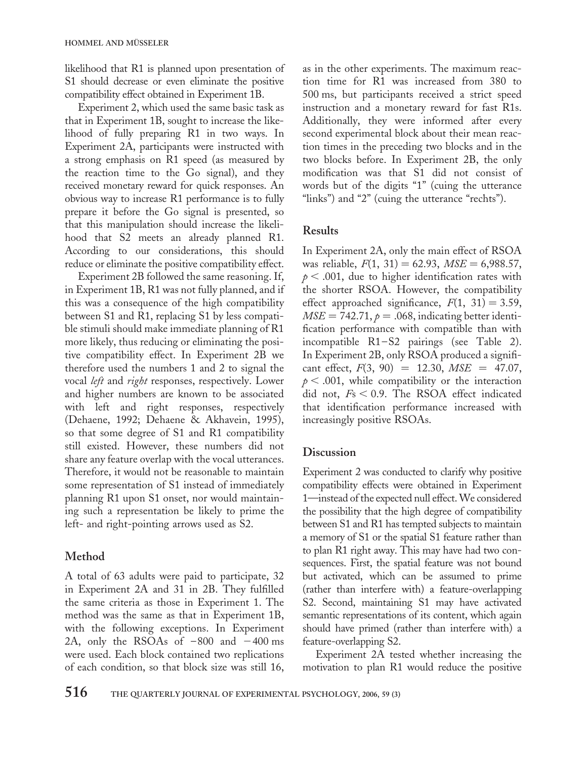likelihood that R1 is planned upon presentation of S1 should decrease or even eliminate the positive compatibility effect obtained in Experiment 1B.

Experiment 2, which used the same basic task as that in Experiment 1B, sought to increase the likelihood of fully preparing R1 in two ways. In Experiment 2A, participants were instructed with a strong emphasis on R1 speed (as measured by the reaction time to the Go signal), and they received monetary reward for quick responses. An obvious way to increase R1 performance is to fully prepare it before the Go signal is presented, so that this manipulation should increase the likelihood that S2 meets an already planned R1. According to our considerations, this should reduce or eliminate the positive compatibility effect.

Experiment 2B followed the same reasoning. If, in Experiment 1B, R1 was not fully planned, and if this was a consequence of the high compatibility between S1 and R1, replacing S1 by less compatible stimuli should make immediate planning of R1 more likely, thus reducing or eliminating the positive compatibility effect. In Experiment 2B we therefore used the numbers 1 and 2 to signal the vocal *left* and *right* responses, respectively. Lower and higher numbers are known to be associated with left and right responses, respectively (Dehaene, 1992; Dehaene & Akhavein, 1995), so that some degree of S1 and R1 compatibility still existed. However, these numbers did not share any feature overlap with the vocal utterances. Therefore, it would not be reasonable to maintain some representation of S1 instead of immediately planning R1 upon S1 onset, nor would maintaining such a representation be likely to prime the left- and right-pointing arrows used as S2.

## Method

A total of 63 adults were paid to participate, 32 in Experiment 2A and 31 in 2B. They fulfilled the same criteria as those in Experiment 1. The method was the same as that in Experiment 1B, with the following exceptions. In Experiment 2A, only the RSOAs of −800 and −400 ms were used. Each block contained two replications of each condition, so that block size was still 16, as in the other experiments. The maximum reaction time for R1 was increased from 380 to 500 ms, but participants received a strict speed instruction and a monetary reward for fast R1s. Additionally, they were informed after every second experimental block about their mean reaction times in the preceding two blocks and in the two blocks before. In Experiment 2B, the only modification was that S1 did not consist of words but of the digits "1" (cuing the utterance "links") and "2" (cuing the utterance "rechts").

## Results

In Experiment 2A, only the main effect of RSOA was reliable, $F(1, 31) = 62.93$, $MSE = 6{,}988.57$, $p < .001$, due to higher identification rates with the shorter RSOA. However, the compatibility effect approached significance, $F(1, 31) = 3.59$, $MSE = 742.71$, $p = .068$, indicating better identification performance with compatible than with incompatible R1–S2 pairings (see Table 2). In Experiment 2B, only RSOA produced a significant effect, $F(3, 90) = 12.30$, $MSE = 47.07$, $p < .001$, while compatibility or the interaction did not, $F\text{s} < 0.9$. The RSOA effect indicated that identification performance increased with increasingly positive RSOAs.

## Discussion

Experiment 2 was conducted to clarify why positive compatibility effects were obtained in Experiment 1—instead of the expected null effect. We considered the possibility that the high degree of compatibility between S1 and R1 has tempted subjects to maintain a memory of S1 or the spatial S1 feature rather than to plan R1 right away. This may have had two consequences. First, the spatial feature was not bound but activated, which can be assumed to prime (rather than interfere with) a feature-overlapping S2. Second, maintaining S1 may have activated semantic representations of its content, which again should have primed (rather than interfere with) a feature-overlapping S2.

Experiment 2A tested whether increasing the motivation to plan R1 would reduce the positive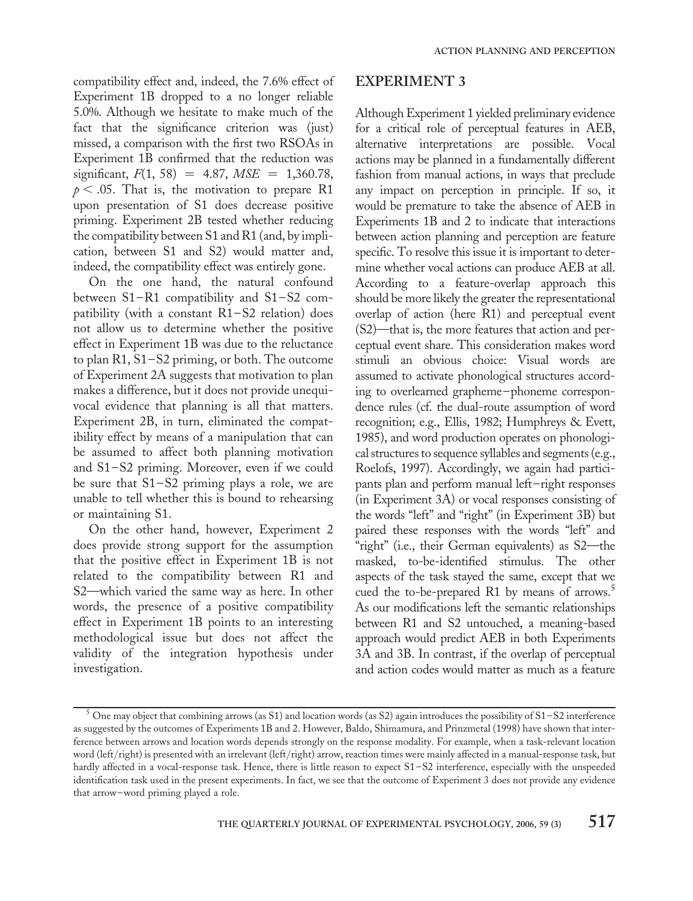compatibility effect and, indeed, the 7.6% effect of Experiment 1B dropped to a no longer reliable 5.0%. Although we hesitate to make much of the fact that the significance criterion was (just) missed, a comparison with the first two RSOAs in Experiment 1B confirmed that the reduction was significant, $F(1, 58) = 4.87$, $MSE = 1{,}360.78$, $p < .05$. That is, the motivation to prepare R1 upon presentation of S1 does decrease positive priming. Experiment 2B tested whether reducing the compatibility between S1 and R1 (and, by implication, between S1 and S2) would matter and, indeed, the compatibility effect was entirely gone.

On the one hand, the natural confound between S1–R1 compatibility and S1–S2 compatibility (with a constant R1–S2 relation) does not allow us to determine whether the positive effect in Experiment 1B was due to the reluctance to plan R1, S1–S2 priming, or both. The outcome of Experiment 2A suggests that motivation to plan makes a difference, but it does not provide unequivocal evidence that planning is all that matters. Experiment 2B, in turn, eliminated the compatibility effect by means of a manipulation that can be assumed to affect both planning motivation and S1–S2 priming. Moreover, even if we could be sure that S1–S2 priming plays a role, we are unable to tell whether this is bound to rehearsing or maintaining S1.

On the other hand, however, Experiment 2 does provide strong support for the assumption that the positive effect in Experiment 1B is not related to the compatibility between R1 and S2—which varied the same way as here. In other words, the presence of a positive compatibility effect in Experiment 1B points to an interesting methodological issue but does not affect the validity of the integration hypothesis under investigation.

## EXPERIMENT 3

Although Experiment 1 yielded preliminary evidence for a critical role of perceptual features in AEB, alternative interpretations are possible. Vocal actions may be planned in a fundamentally different fashion from manual actions, in ways that preclude any impact on perception in principle. If so, it would be premature to take the absence of AEB in Experiments 1B and 2 to indicate that interactions between action planning and perception are feature specific. To resolve this issue it is important to determine whether vocal actions can produce AEB at all. According to a feature-overlap approach this should be more likely the greater the representational overlap of action (here R1) and perceptual event (S2)—that is, the more features that action and perceptual event share. This consideration makes word stimuli an obvious choice: Visual words are assumed to activate phonological structures according to overlearned grapheme–phoneme correspondence rules (cf. the dual-route assumption of word recognition; e.g., Ellis, 1982; Humphreys & Evett, 1985), and word production operates on phonological structures to sequence syllables and segments (e.g., Roelofs, 1997). Accordingly, we again had participants plan and perform manual left–right responses (in Experiment 3A) or vocal responses consisting of the words "left" and "right" (in Experiment 3B) but paired these responses with the words "left" and "right" (i.e., their German equivalents) as S2—the masked, to-be-identified stimulus. The other aspects of the task stayed the same, except that we cued the to-be-prepared R1 by means of arrows.[5] As our modifications left the semantic relationships between R1 and S2 untouched, a meaning-based approach would predict AEB in both Experiments 3A and 3B. In contrast, if the overlap of perceptual and action codes would matter as much as a feature

[5] One may object that combining arrows (as S1) and location words (as S2) again introduces the possibility of S1–S2 interference as suggested by the outcomes of Experiments 1B and 2. However, Baldo, Shimamura, and Prinzmetal (1998) have shown that interference between arrows and location words depends strongly on the response modality. For example, when a task-relevant location word (left/right) is presented with an irrelevant (left/right) arrow, reaction times were mainly affected in a manual-response task, but hardly affected in a vocal-response task. Hence, there is little reason to expect S1–S2 interference, especially with the unspeeded identification task used in the present experiments. In fact, we see that the outcome of Experiment 3 does not provide any evidence that arrow–word priming played a role.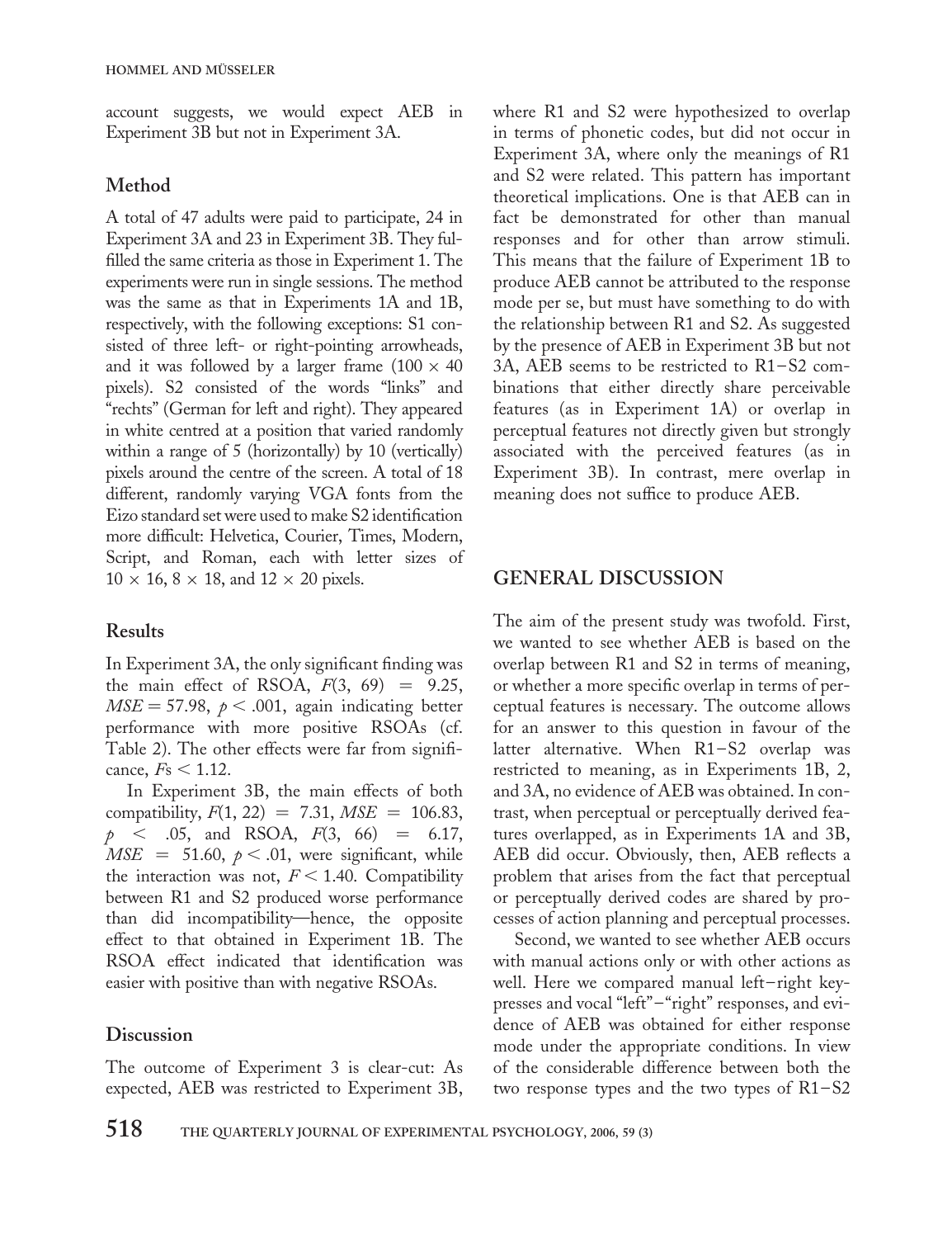account suggests, we would expect AEB in Experiment 3B but not in Experiment 3A.

## Method

A total of 47 adults were paid to participate, 24 in Experiment 3A and 23 in Experiment 3B. They fulfilled the same criteria as those in Experiment 1. The experiments were run in single sessions. The method was the same as that in Experiments 1A and 1B, respectively, with the following exceptions: S1 consisted of three left- or right-pointing arrowheads, and it was followed by a larger frame ($100 \times 40$ pixels). S2 consisted of the words "links" and "rechts" (German for left and right). They appeared in white centred at a position that varied randomly within a range of 5 (horizontally) by 10 (vertically) pixels around the centre of the screen. A total of 18 different, randomly varying VGA fonts from the Eizo standard set were used to make S2 identification more difficult: Helvetica, Courier, Times, Modern, Script, and Roman, each with letter sizes of $10 \times 16$, $8 \times 18$, and $12 \times 20$ pixels.

## Results

In Experiment 3A, the only significant finding was the main effect of RSOA, $F(3, 69) = 9.25$, $MSE = 57.98$, $p < .001$, again indicating better performance with more positive RSOAs (cf. Table 2). The other effects were far from significance, $F\text{s} < 1.12$.

In Experiment 3B, the main effects of both compatibility, $F(1, 22) = 7.31$, $MSE = 106.83$, $p < .05$, and RSOA, $F(3, 66) = 6.17$, $MSE = 51.60$, $p < .01$, were significant, while the interaction was not, $F < 1.40$. Compatibility between R1 and S2 produced worse performance than did incompatibility—hence, the opposite effect to that obtained in Experiment 1B. The RSOA effect indicated that identification was easier with positive than with negative RSOAs.

## Discussion

The outcome of Experiment 3 is clear-cut: As expected, AEB was restricted to Experiment 3B, where R1 and S2 were hypothesized to overlap in terms of phonetic codes, but did not occur in Experiment 3A, where only the meanings of R1 and S2 were related. This pattern has important theoretical implications. One is that AEB can in fact be demonstrated for other than manual responses and for other than arrow stimuli. This means that the failure of Experiment 1B to produce AEB cannot be attributed to the response mode per se, but must have something to do with the relationship between R1 and S2. As suggested by the presence of AEB in Experiment 3B but not 3A, AEB seems to be restricted to R1–S2 combinations that either directly share perceivable features (as in Experiment 1A) or overlap in perceptual features not directly given but strongly associated with the perceived features (as in Experiment 3B). In contrast, mere overlap in meaning does not suffice to produce AEB.

# GENERAL DISCUSSION

The aim of the present study was twofold. First, we wanted to see whether AEB is based on the overlap between R1 and S2 in terms of meaning, or whether a more specific overlap in terms of perceptual features is necessary. The outcome allows for an answer to this question in favour of the latter alternative. When R1–S2 overlap was restricted to meaning, as in Experiments 1B, 2, and 3A, no evidence of AEB was obtained. In contrast, when perceptual or perceptually derived features overlapped, as in Experiments 1A and 3B, AEB did occur. Obviously, then, AEB reflects a problem that arises from the fact that perceptual or perceptually derived codes are shared by processes of action planning and perceptual processes.

Second, we wanted to see whether AEB occurs with manual actions only or with other actions as well. Here we compared manual left–right keypresses and vocal "left"–"right" responses, and evidence of AEB was obtained for either response mode under the appropriate conditions. In view of the considerable difference between both the two response types and the two types of R1–S2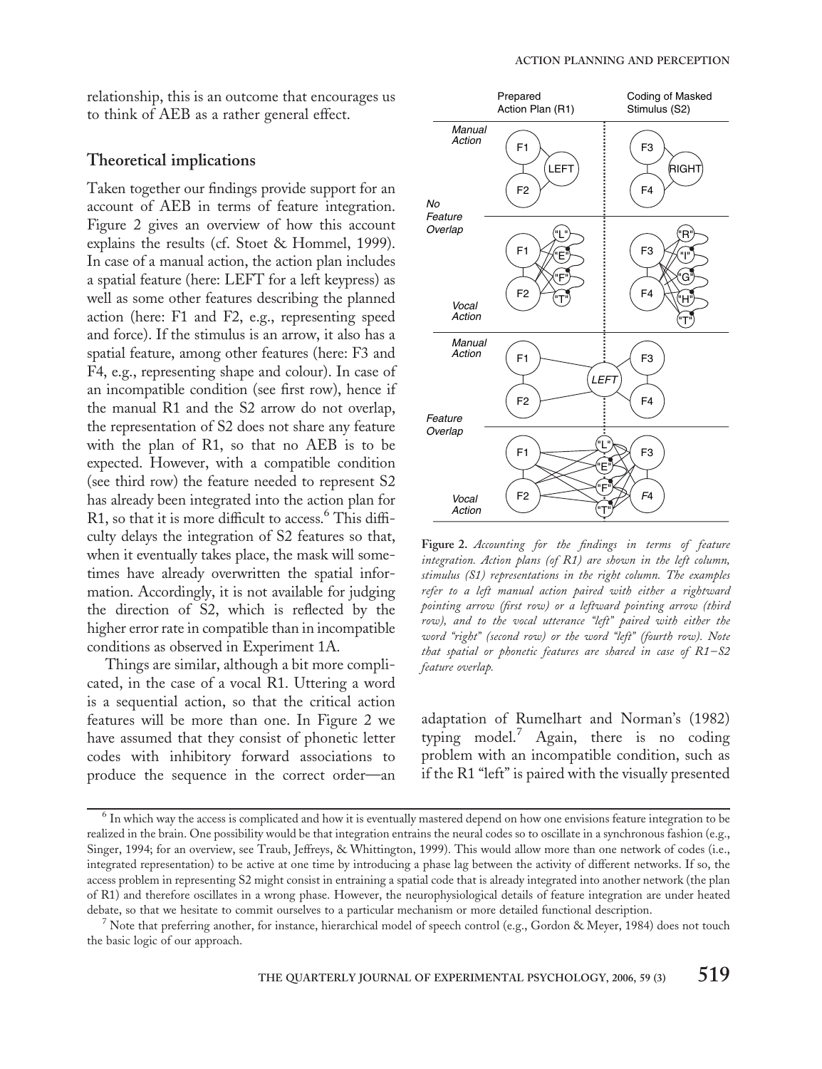relationship, this is an outcome that encourages us to think of AEB as a rather general effect.

## Theoretical implications

Taken together our findings provide support for an account of AEB in terms of feature integration. Figure 2 gives an overview of how this account explains the results (cf. Stoet & Hommel, 1999). In case of a manual action, the action plan includes a spatial feature (here: LEFT for a left keypress) as well as some other features describing the planned action (here: F1 and F2, e.g., representing speed and force). If the stimulus is an arrow, it also has a spatial feature, among other features (here: F3 and F4, e.g., representing shape and colour). In case of an incompatible condition (see first row), hence if the manual R1 and the S2 arrow do not overlap, the representation of S2 does not share any feature with the plan of R1, so that no AEB is to be expected. However, with a compatible condition (see third row) the feature needed to represent S2 has already been integrated into the action plan for R1, so that it is more difficult to access.[6] This difficulty delays the integration of S2 features so that, when it eventually takes place, the mask will sometimes have already overwritten the spatial information. Accordingly, it is not available for judging the direction of S2, which is reflected by the higher error rate in compatible than in incompatible conditions as observed in Experiment 1A.

Things are similar, although a bit more complicated, in the case of a vocal R1. Uttering a word is a sequential action, so that the critical action features will be more than one. In Figure 2 we have assumed that they consist of phonetic letter codes with inhibitory forward associations to produce the sequence in the correct order—an adaptation of Rumelhart and Norman's (1982) typing model.[7] Again, there is no coding problem with an incompatible condition, such as if the R1 "left" is paired with the visually presented

**Figure 2.** *Accounting for the findings in terms of feature integration. Action plans (of R1) are shown in the left column, stimulus (S1) representations in the right column. The examples refer to a left manual action paired with either a rightward pointing arrow (first row) or a leftward pointing arrow (third row), and to the vocal utterance "left" paired with either the word "right" (second row) or the word "left" (fourth row). Note that spatial or phonetic features are shared in case of R1–S2 feature overlap.*

[6] In which way the access is complicated and how it is eventually mastered depend on how one envisions feature integration to be realized in the brain. One possibility would be that integration entrains the neural codes so to oscillate in a synchronous fashion (e.g., Singer, 1994; for an overview, see Traub, Jeffreys, & Whittington, 1999). This would allow more than one network of codes (i.e., integrated representation) to be active at one time by introducing a phase lag between the activity of different networks. If so, the access problem in representing S2 might consist in entraining a spatial code that is already integrated into another network (the plan of R1) and therefore oscillates in a wrong phase. However, the neurophysiological details of feature integration are under heated debate, so that we hesitate to commit ourselves to a particular mechanism or more detailed functional description.

[7] Note that preferring another, for instance, hierarchical model of speech control (e.g., Gordon & Meyer, 1984) does not touch the basic logic of our approach.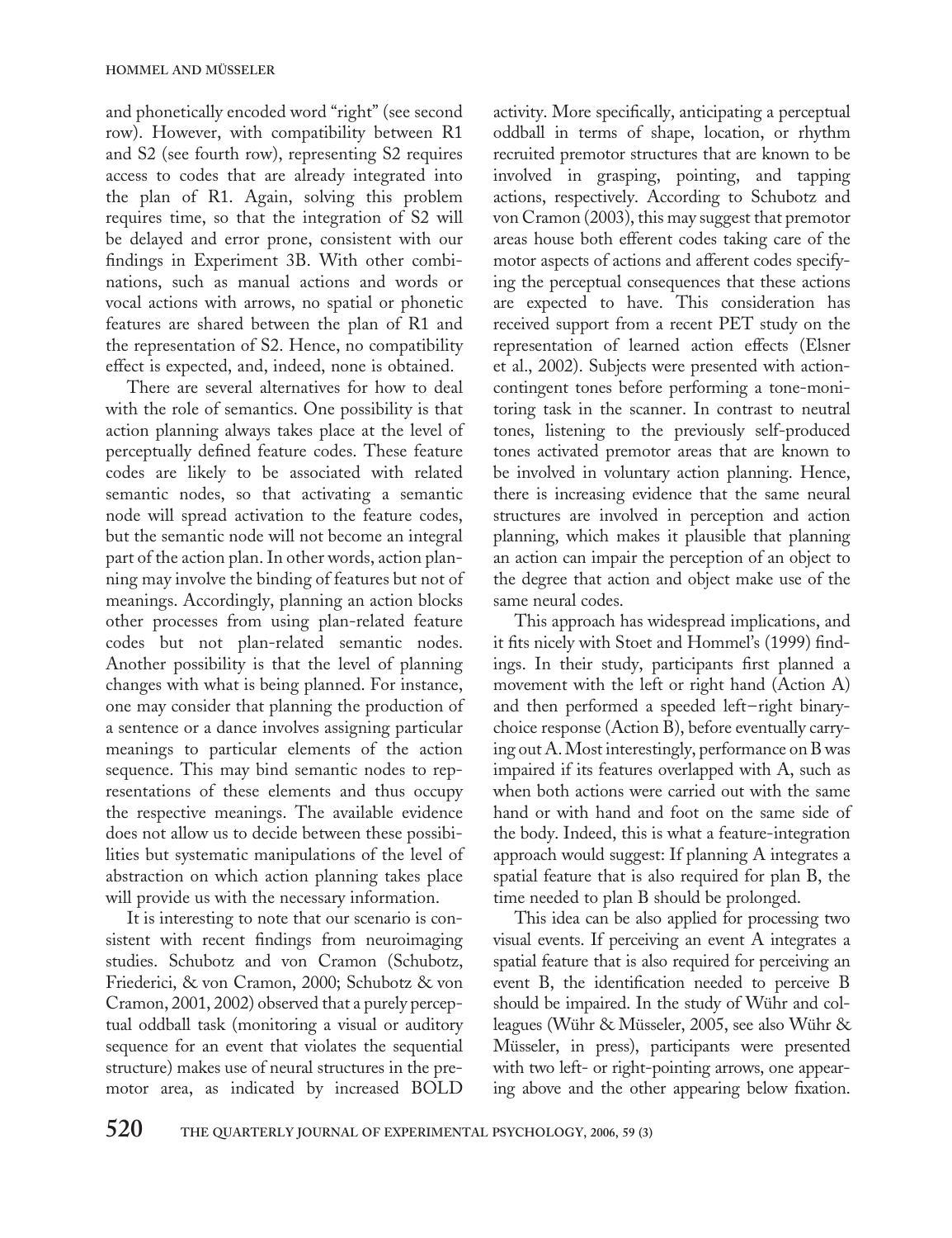and phonetically encoded word "right" (see second row). However, with compatibility between R1 and S2 (see fourth row), representing S2 requires access to codes that are already integrated into the plan of R1. Again, solving this problem requires time, so that the integration of S2 will be delayed and error prone, consistent with our findings in Experiment 3B. With other combinations, such as manual actions and words or vocal actions with arrows, no spatial or phonetic features are shared between the plan of R1 and the representation of S2. Hence, no compatibility effect is expected, and, indeed, none is obtained.

There are several alternatives for how to deal with the role of semantics. One possibility is that action planning always takes place at the level of perceptually defined feature codes. These feature codes are likely to be associated with related semantic nodes, so that activating a semantic node will spread activation to the feature codes, but the semantic node will not become an integral part of the action plan. In other words, action planning may involve the binding of features but not of meanings. Accordingly, planning an action blocks other processes from using plan-related feature codes but not plan-related semantic nodes. Another possibility is that the level of planning changes with what is being planned. For instance, one may consider that planning the production of a sentence or a dance involves assigning particular meanings to particular elements of the action sequence. This may bind semantic nodes to representations of these elements and thus occupy the respective meanings. The available evidence does not allow us to decide between these possibilities but systematic manipulations of the level of abstraction on which action planning takes place will provide us with the necessary information.

It is interesting to note that our scenario is consistent with recent findings from neuroimaging studies. Schubotz and von Cramon (Schubotz, Friederici, & von Cramon, 2000; Schubotz & von Cramon, 2001, 2002) observed that a purely perceptual oddball task (monitoring a visual or auditory sequence for an event that violates the sequential structure) makes use of neural structures in the premotor area, as indicated by increased BOLD activity. More specifically, anticipating a perceptual oddball in terms of shape, location, or rhythm recruited premotor structures that are known to be involved in grasping, pointing, and tapping actions, respectively. According to Schubotz and von Cramon (2003), this may suggest that premotor areas house both efferent codes taking care of the motor aspects of actions and afferent codes specifying the perceptual consequences that these actions are expected to have. This consideration has received support from a recent PET study on the representation of learned action effects (Elsner et al., 2002). Subjects were presented with action-contingent tones before performing a tone-monitoring task in the scanner. In contrast to neutral tones, listening to the previously self-produced tones activated premotor areas that are known to be involved in voluntary action planning. Hence, there is increasing evidence that the same neural structures are involved in perception and action planning, which makes it plausible that planning an action can impair the perception of an object to the degree that action and object make use of the same neural codes.

This approach has widespread implications, and it fits nicely with Stoet and Hommel's (1999) findings. In their study, participants first planned a movement with the left or right hand (Action A) and then performed a speeded left–right binary-choice response (Action B), before eventually carrying out A. Most interestingly, performance on B was impaired if its features overlapped with A, such as when both actions were carried out with the same hand or with hand and foot on the same side of the body. Indeed, this is what a feature-integration approach would suggest: If planning A integrates a spatial feature that is also required for plan B, the time needed to plan B should be prolonged.

This idea can be also applied for processing two visual events. If perceiving an event A integrates a spatial feature that is also required for perceiving an event B, the identification needed to perceive B should be impaired. In the study of Wühr and colleagues (Wühr & Müsseler, 2005, see also Wühr & Müsseler, in press), participants were presented with two left- or right-pointing arrows, one appearing above and the other appearing below fixation.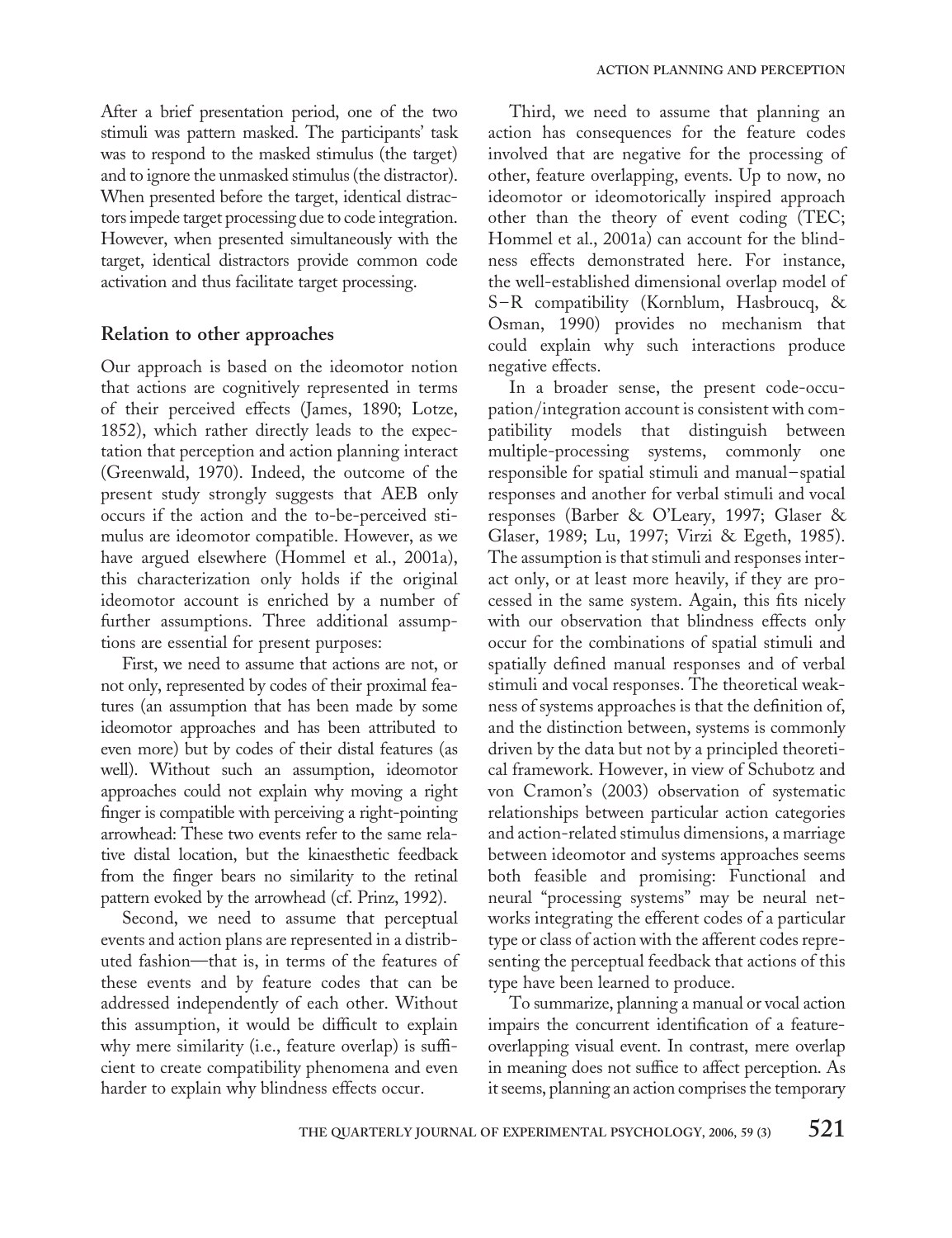After a brief presentation period, one of the two stimuli was pattern masked. The participants' task was to respond to the masked stimulus (the target) and to ignore the unmasked stimulus (the distractor). When presented before the target, identical distractors impede target processing due to code integration. However, when presented simultaneously with the target, identical distractors provide common code activation and thus facilitate target processing.

## Relation to other approaches

Our approach is based on the ideomotor notion that actions are cognitively represented in terms of their perceived effects (James, 1890; Lotze, 1852), which rather directly leads to the expectation that perception and action planning interact (Greenwald, 1970). Indeed, the outcome of the present study strongly suggests that AEB only occurs if the action and the to-be-perceived stimulus are ideomotor compatible. However, as we have argued elsewhere (Hommel et al., 2001a), this characterization only holds if the original ideomotor account is enriched by a number of further assumptions. Three additional assumptions are essential for present purposes:

First, we need to assume that actions are not, or not only, represented by codes of their proximal features (an assumption that has been made by some ideomotor approaches and has been attributed to even more) but by codes of their distal features (as well). Without such an assumption, ideomotor approaches could not explain why moving a right finger is compatible with perceiving a right-pointing arrowhead: These two events refer to the same relative distal location, but the kinaesthetic feedback from the finger bears no similarity to the retinal pattern evoked by the arrowhead (cf. Prinz, 1992).

Second, we need to assume that perceptual events and action plans are represented in a distributed fashion—that is, in terms of the features of these events and by feature codes that can be addressed independently of each other. Without this assumption, it would be difficult to explain why mere similarity (i.e., feature overlap) is sufficient to create compatibility phenomena and even harder to explain why blindness effects occur.

Third, we need to assume that planning an action has consequences for the feature codes involved that are negative for the processing of other, feature overlapping, events. Up to now, no ideomotor or ideomotorically inspired approach other than the theory of event coding (TEC; Hommel et al., 2001a) can account for the blindness effects demonstrated here. For instance, the well-established dimensional overlap model of S–R compatibility (Kornblum, Hasbroucq, & Osman, 1990) provides no mechanism that could explain why such interactions produce negative effects.

In a broader sense, the present code-occupation/integration account is consistent with compatibility models that distinguish between multiple-processing systems, commonly one responsible for spatial stimuli and manual–spatial responses and another for verbal stimuli and vocal responses (Barber & O'Leary, 1997; Glaser & Glaser, 1989; Lu, 1997; Virzi & Egeth, 1985). The assumption is that stimuli and responses interact only, or at least more heavily, if they are processed in the same system. Again, this fits nicely with our observation that blindness effects only occur for the combinations of spatial stimuli and spatially defined manual responses and of verbal stimuli and vocal responses. The theoretical weakness of systems approaches is that the definition of, and the distinction between, systems is commonly driven by the data but not by a principled theoretical framework. However, in view of Schubotz and von Cramon's (2003) observation of systematic relationships between particular action categories and action-related stimulus dimensions, a marriage between ideomotor and systems approaches seems both feasible and promising: Functional and neural "processing systems" may be neural networks integrating the efferent codes of a particular type or class of action with the afferent codes representing the perceptual feedback that actions of this type have been learned to produce.

To summarize, planning a manual or vocal action impairs the concurrent identification of a feature-overlapping visual event. In contrast, mere overlap in meaning does not suffice to affect perception. As it seems, planning an action comprises the temporary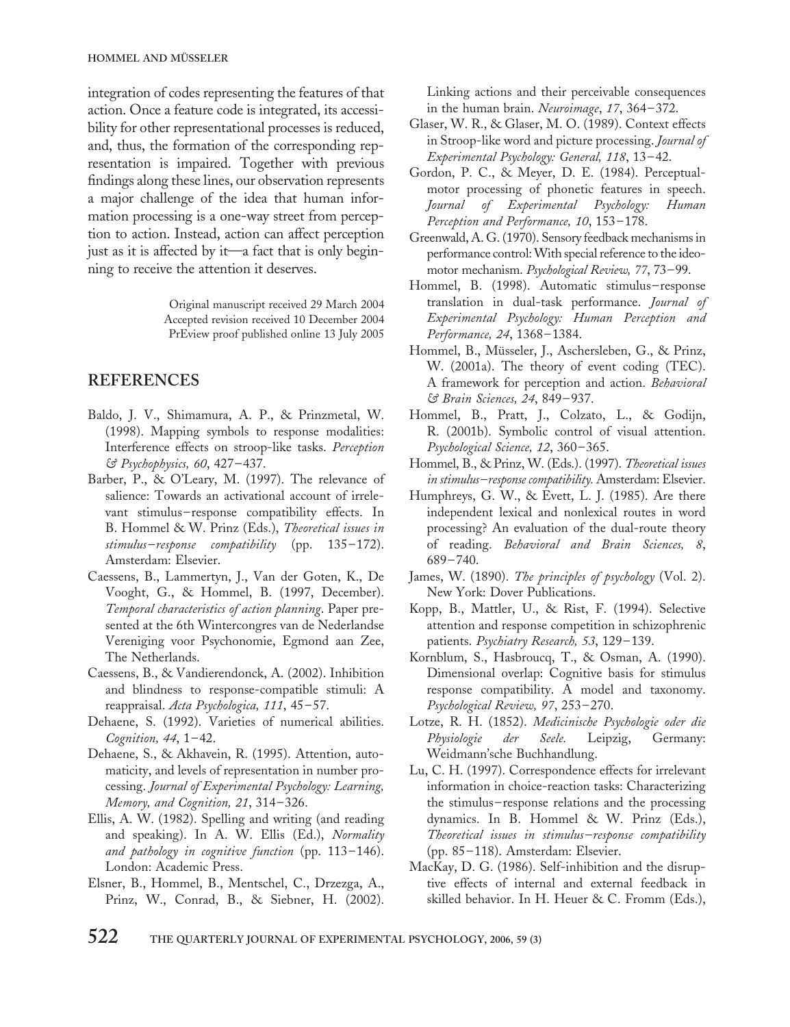integration of codes representing the features of that action. Once a feature code is integrated, its accessibility for other representational processes is reduced, and, thus, the formation of the corresponding representation is impaired. Together with previous findings along these lines, our observation represents a major challenge of the idea that human information processing is a one-way street from perception to action. Instead, action can affect perception just as it is affected by it—a fact that is only beginning to receive the attention it deserves.

Original manuscript received 29 March 2004
Accepted revision received 10 December 2004
PrEview proof published online 13 July 2005

## REFERENCES

Baldo, J. V., Shimamura, A. P., & Prinzmetal, W. (1998). Mapping symbols to response modalities: Interference effects on stroop-like tasks. *Perception & Psychophysics, 60*, 427–437.

Barber, P., & O'Leary, M. (1997). The relevance of salience: Towards an activational account of irrelevant stimulus–response compatibility effects. In B. Hommel & W. Prinz (Eds.), *Theoretical issues in stimulus–response compatibility* (pp. 135–172). Amsterdam: Elsevier.

Caessens, B., Lammertyn, J., Van der Goten, K., De Vooght, G., & Hommel, B. (1997, December). *Temporal characteristics of action planning*. Paper presented at the 6th Wintercongres van de Nederlandse Vereniging voor Psychonomie, Egmond aan Zee, The Netherlands.

Caessens, B., & Vandierendonck, A. (2002). Inhibition and blindness to response-compatible stimuli: A reappraisal. *Acta Psychologica, 111*, 45–57.

Dehaene, S. (1992). Varieties of numerical abilities. *Cognition, 44*, 1–42.

Dehaene, S., & Akhavein, R. (1995). Attention, automaticity, and levels of representation in number processing. *Journal of Experimental Psychology: Learning, Memory, and Cognition, 21*, 314–326.

Ellis, A. W. (1982). Spelling and writing (and reading and speaking). In A. W. Ellis (Ed.), *Normality and pathology in cognitive function* (pp. 113–146). London: Academic Press.

Elsner, B., Hommel, B., Mentschel, C., Drzezga, A., Prinz, W., Conrad, B., & Siebner, H. (2002). Linking actions and their perceivable consequences in the human brain. *Neuroimage, 17*, 364–372.

Glaser, W. R., & Glaser, M. O. (1989). Context effects in Stroop-like word and picture processing. *Journal of Experimental Psychology: General, 118*, 13–42.

Gordon, P. C., & Meyer, D. E. (1984). Perceptual-motor processing of phonetic features in speech. *Journal of Experimental Psychology: Human Perception and Performance, 10*, 153–178.

Greenwald, A. G. (1970). Sensory feedback mechanisms in performance control: With special reference to the ideo-motor mechanism. *Psychological Review, 77*, 73–99.

Hommel, B. (1998). Automatic stimulus–response translation in dual-task performance. *Journal of Experimental Psychology: Human Perception and Performance, 24*, 1368–1384.

Hommel, B., Müsseler, J., Aschersleben, G., & Prinz, W. (2001a). The theory of event coding (TEC). A framework for perception and action. *Behavioral & Brain Sciences, 24*, 849–937.

Hommel, B., Pratt, J., Colzato, L., & Godijn, R. (2001b). Symbolic control of visual attention. *Psychological Science, 12*, 360–365.

Hommel, B., & Prinz, W. (Eds.). (1997). *Theoretical issues in stimulus–response compatibility.* Amsterdam: Elsevier.

Humphreys, G. W., & Evett, L. J. (1985). Are there independent lexical and nonlexical routes in word processing? An evaluation of the dual-route theory of reading. *Behavioral and Brain Sciences, 8*, 689–740.

James, W. (1890). *The principles of psychology* (Vol. 2). New York: Dover Publications.

Kopp, B., Mattler, U., & Rist, F. (1994). Selective attention and response competition in schizophrenic patients. *Psychiatry Research, 53*, 129–139.

Kornblum, S., Hasbroucq, T., & Osman, A. (1990). Dimensional overlap: Cognitive basis for stimulus response compatibility. A model and taxonomy. *Psychological Review, 97*, 253–270.

Lotze, R. H. (1852). *Medicinische Psychologie oder die Physiologie der Seele.* Leipzig, Germany: Weidmann'sche Buchhandlung.

Lu, C. H. (1997). Correspondence effects for irrelevant information in choice-reaction tasks: Characterizing the stimulus–response relations and the processing dynamics. In B. Hommel & W. Prinz (Eds.), *Theoretical issues in stimulus–response compatibility* (pp. 85–118). Amsterdam: Elsevier.

MacKay, D. G. (1986). Self-inhibition and the disruptive effects of internal and external feedback in skilled behavior. In H. Heuer & C. Fromm (Eds.),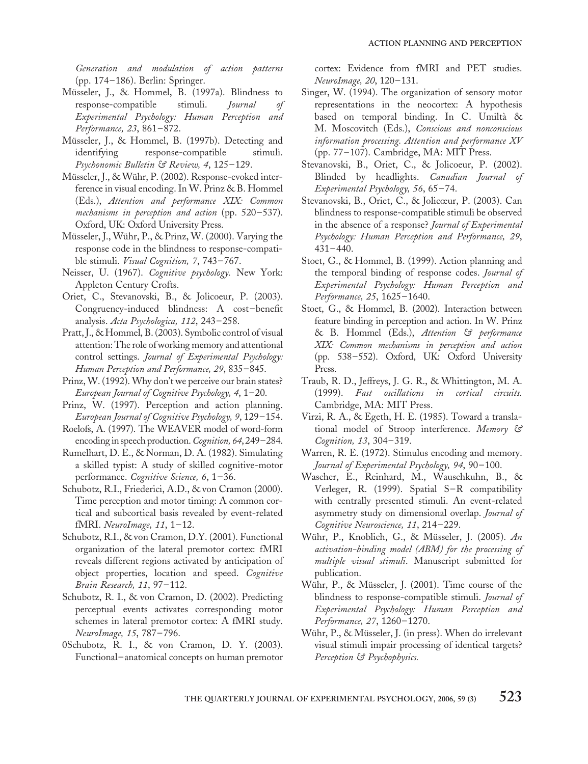*Generation and modulation of action patterns* (pp. 174–186). Berlin: Springer.

Müsseler, J., & Hommel, B. (1997a). Blindness to response-compatible stimuli. *Journal of Experimental Psychology: Human Perception and Performance, 23*, 861–872.

Müsseler, J., & Hommel, B. (1997b). Detecting and identifying response-compatible stimuli. *Psychonomic Bulletin & Review, 4*, 125–129.

Müsseler, J., & Wühr, P. (2002). Response-evoked interference in visual encoding. In W. Prinz & B. Hommel (Eds.), *Attention and performance XIX: Common mechanisms in perception and action* (pp. 520–537). Oxford, UK: Oxford University Press.

Müsseler, J., Wühr, P., & Prinz, W. (2000). Varying the response code in the blindness to response-compatible stimuli. *Visual Cognition, 7*, 743–767.

Neisser, U. (1967). *Cognitive psychology.* New York: Appleton Century Crofts.

Oriet, C., Stevanovski, B., & Jolicoeur, P. (2003). Congruency-induced blindness: A cost–benefit analysis. *Acta Psychologica, 112*, 243–258.

Pratt, J., & Hommel, B. (2003). Symbolic control of visual attention: The role of working memory and attentional control settings. *Journal of Experimental Psychology: Human Perception and Performance, 29*, 835–845.

Prinz, W. (1992). Why don't we perceive our brain states? *European Journal of Cognitive Psychology, 4*, 1–20.

Prinz, W. (1997). Perception and action planning. *European Journal of Cognitive Psychology, 9*, 129–154.

Roelofs, A. (1997). The WEAVER model of word-form encoding in speech production. *Cognition, 64*, 249–284.

Rumelhart, D. E., & Norman, D. A. (1982). Simulating a skilled typist: A study of skilled cognitive-motor performance. *Cognitive Science, 6*, 1–36.

Schubotz, R.I., Friederici, A.D., & von Cramon (2000). Time perception and motor timing: A common cortical and subcortical basis revealed by event-related fMRI. *NeuroImage, 11*, 1–12.

Schubotz, R.I., & von Cramon, D.Y. (2001). Functional organization of the lateral premotor cortex: fMRI reveals different regions activated by anticipation of object properties, location and speed. *Cognitive Brain Research, 11*, 97–112.

Schubotz, R. I., & von Cramon, D. (2002). Predicting perceptual events activates corresponding motor schemes in lateral premotor cortex: A fMRI study. *NeuroImage, 15*, 787–796.

0Schubotz, R. I., & von Cramon, D. Y. (2003). Functional–anatomical concepts on human premotor cortex: Evidence from fMRI and PET studies. *NeuroImage, 20*, 120–131.

Singer, W. (1994). The organization of sensory motor representations in the neocortex: A hypothesis based on temporal binding. In C. Umiltà & M. Moscovitch (Eds.), *Conscious and nonconscious information processing. Attention and performance XV* (pp. 77–107). Cambridge, MA: MIT Press.

Stevanovski, B., Oriet, C., & Jolicoeur, P. (2002). Blinded by headlights. *Canadian Journal of Experimental Psychology, 56*, 65–74.

Stevanovski, B., Oriet, C., & Jolicœur, P. (2003). Can blindness to response-compatible stimuli be observed in the absence of a response? *Journal of Experimental Psychology: Human Perception and Performance, 29*, 431–440.

Stoet, G., & Hommel, B. (1999). Action planning and the temporal binding of response codes. *Journal of Experimental Psychology: Human Perception and Performance, 25*, 1625–1640.

Stoet, G., & Hommel, B. (2002). Interaction between feature binding in perception and action. In W. Prinz & B. Hommel (Eds.), *Attention & performance XIX: Common mechanisms in perception and action* (pp. 538–552). Oxford, UK: Oxford University Press.

Traub, R. D., Jeffreys, J. G. R., & Whittington, M. A. (1999). *Fast oscillations in cortical circuits.* Cambridge, MA: MIT Press.

Virzi, R. A., & Egeth, H. E. (1985). Toward a translational model of Stroop interference. *Memory & Cognition, 13*, 304–319.

Warren, R. E. (1972). Stimulus encoding and memory. *Journal of Experimental Psychology, 94*, 90–100.

Wascher, E., Reinhard, M., Wauschkuhn, B., & Verleger, R. (1999). Spatial S–R compatibility with centrally presented stimuli. An event-related asymmetry study on dimensional overlap. *Journal of Cognitive Neuroscience, 11*, 214–229.

Wühr, P., Knoblich, G., & Müsseler, J. (2005). *An activation-binding model (ABM) for the processing of multiple visual stimuli*. Manuscript submitted for publication.

Wühr, P., & Müsseler, J. (2001). Time course of the blindness to response-compatible stimuli. *Journal of Experimental Psychology: Human Perception and Performance, 27*, 1260–1270.

Wühr, P., & Müsseler, J. (in press). When do irrelevant visual stimuli impair processing of identical targets? *Perception & Psychophysics.*